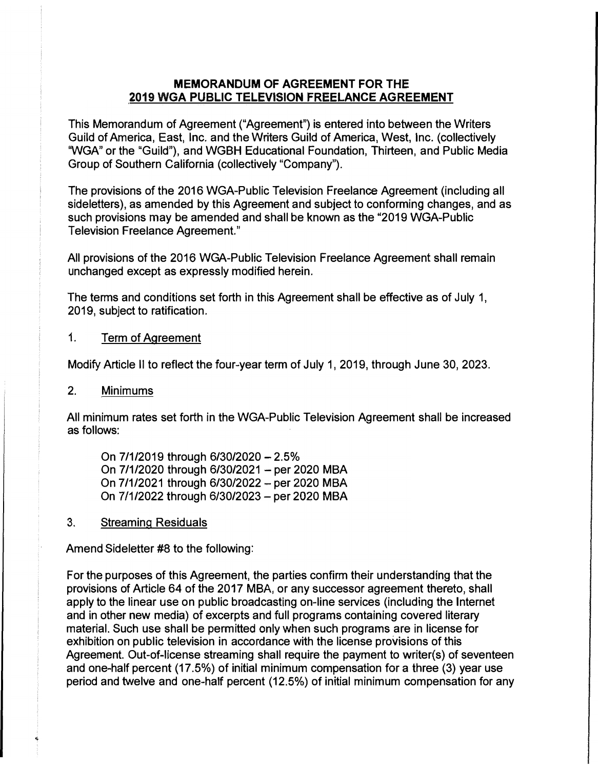# MEMORANDUM OF AGREEMENT FOR THE 2019 WGA PUBLIC TELEVISION FREELANCE AGREEMENT

This Memorandum of Agreement ("Agreement") is entered into between the Writers Guild of America, East, Inc. and the Writers Guild of America, West, Inc. (collectively "WGA" or the "Guild"), and WGBH Educational Foundation, Thirteen, and Public Media Group of Southern California (collectively "Company").

The provisions of the 2016 WGA-Public Television Freelance Agreement (including all sideletters), as amended by this Agreement and subject to conforming changes, and as such provisions may be amended and shall be known as the "2019 WGA-Public Television Freelance Agreement."

All provisions of the 2016 WGA-Public Television Freelance Agreement shall remain unchanged except as expressly modified herein.

The terms and conditions set forth in this Agreement shall be effective as of July 1, 2019, subject to ratification.

1. Term of Agreement

Modify Article II to reflect the four-year term of July 1, 2019, through June 30, 2023.

2. Minimums

All minimum rates set forth in the WGA-Public Television Agreement shall be increased as follows:

On 7/1/2019 through 6/30/2020 – 2.5%
On 7/1/2020 through 6/30/2021 – per 2020 MBA
On 7/1/2021 through 6/30/2022 – per 2020 MBA
On 7/1/2022 through 6/30/2023 – per 2020 MBA

3. Streaming Residuals

Amend Sideletter #8 to the following:

For the purposes of this Agreement, the parties confirm their understanding that the provisions of Article 64 of the 2017 MBA, or any successor agreement thereto, shall apply to the linear use on public broadcasting on-line services (including the Internet and in other new media) of excerpts and full programs containing covered literary material. Such use shall be permitted only when such programs are in license for exhibition on public television in accordance with the license provisions of this Agreement. Out-of-license streaming shall require the payment to writer(s) of seventeen and one-half percent (17.5%) of initial minimum compensation for a three (3) year use period and twelve and one-half percent (12.5%) of initial minimum compensation for any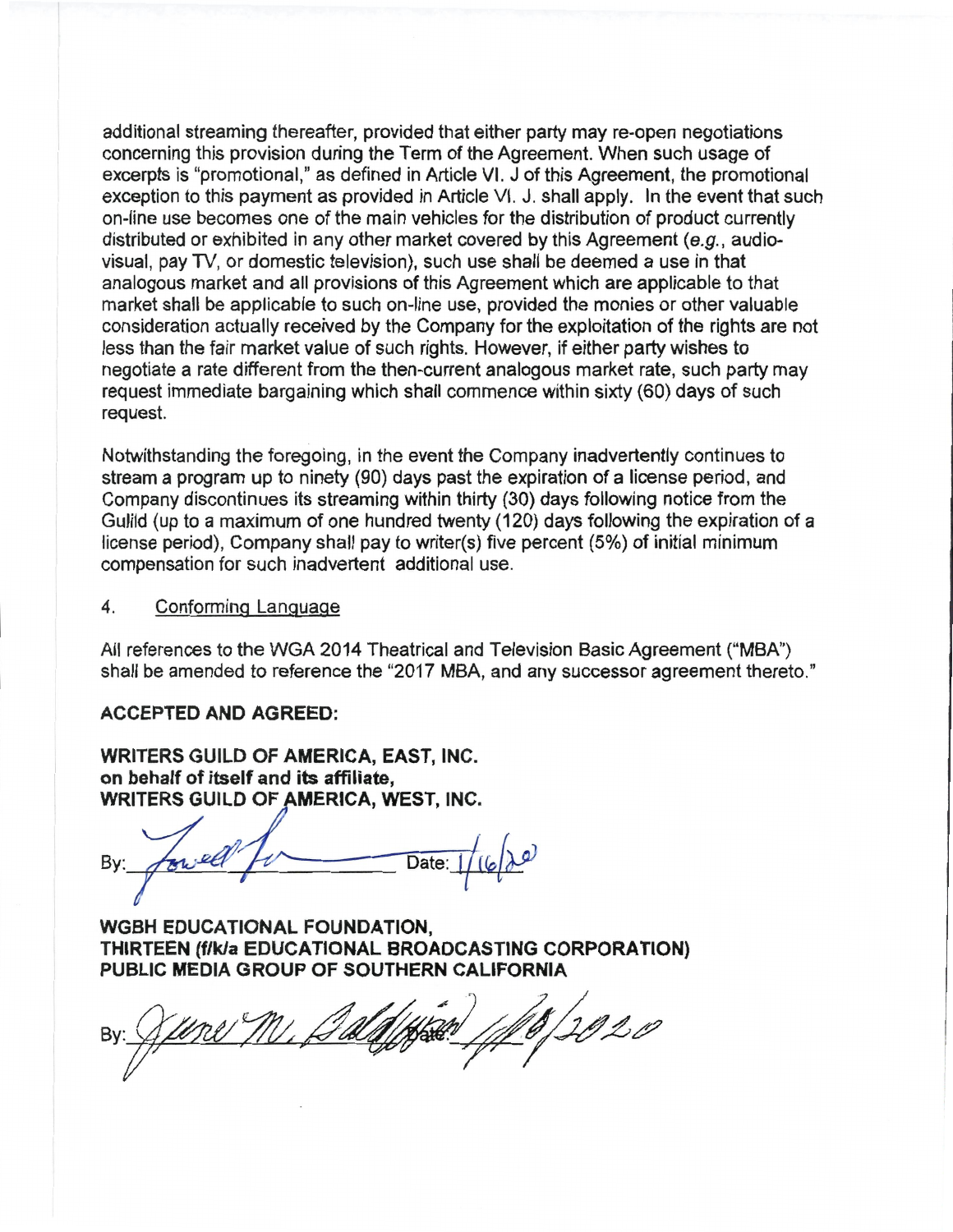additional streaming thereafter, provided that either party may re-open negotiations concerning this provision during the Term of the Agreement. When such usage of excerpts is "promotional," as defined in Article VI. J of this Agreement, the promotional exception to this payment as provided in Article VI. J. shall apply. In the event that such on-line use becomes one of the main vehicles for the distribution of product currently distributed or exhibited in any other market covered by this Agreement (*e.g.*, audio-visual, pay TV, or domestic television), such use shall be deemed a use in that analogous market and all provisions of this Agreement which are applicable to that market shall be applicable to such on-line use, provided the monies or other valuable consideration actually received by the Company for the exploitation of the rights are not less than the fair market value of such rights. However, if either party wishes to negotiate a rate different from the then-current analogous market rate, such party may request immediate bargaining which shall commence within sixty (60) days of such request.

Notwithstanding the foregoing, in the event the Company inadvertently continues to stream a program up to ninety (90) days past the expiration of a license period, and Company discontinues its streaming within thirty (30) days following notice from the Guild (up to a maximum of one hundred twenty (120) days following the expiration of a license period), Company shall pay to writer(s) five percent (5%) of initial minimum compensation for such inadvertent additional use.

4. Conforming Language

All references to the WGA 2014 Theatrical and Television Basic Agreement ("MBA") shall be amended to reference the "2017 MBA, and any successor agreement thereto."

**ACCEPTED AND AGREED:**

**WRITERS GUILD OF AMERICA, EAST, INC.**
**on behalf of itself and its affiliate,**
**WRITERS GUILD OF AMERICA, WEST, INC.**

By: _____________________ Date: 1/16/20

**WGBH EDUCATIONAL FOUNDATION,**
**THIRTEEN (f/k/a EDUCATIONAL BROADCASTING CORPORATION)**
**PUBLIC MEDIA GROUP OF SOUTHERN CALIFORNIA**

By: _____________________ Date: 1/8/2020